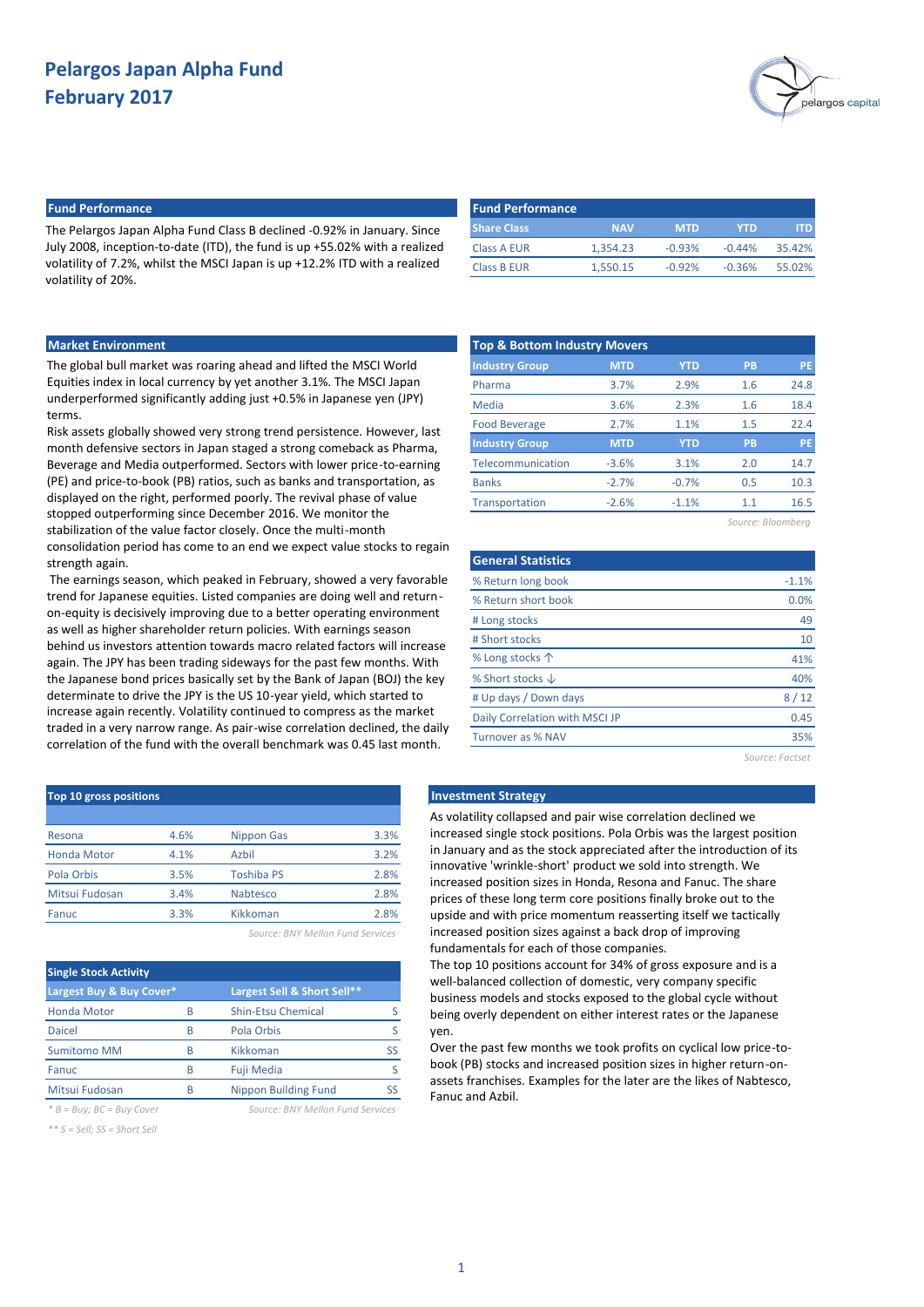# Pelargos Japan Alpha Fund
## February 2017

pelargos capital

### Fund Performance

The Pelargos Japan Alpha Fund Class B declined -0.92% in January. Since July 2008, inception-to-date (ITD), the fund is up +55.02% with a realized volatility of 7.2%, whilst the MSCI Japan is up +12.2% ITD with a realized volatility of 20%.

| Share Class | NAV | MTD | YTD | ITD |
|---|---|---|---|---|
| Class A EUR | 1,354.23 | -0.93% | -0.44% | 35.42% |
| Class B EUR | 1,550.15 | -0.92% | -0.36% | 55.02% |

### Market Environment

The global bull market was roaring ahead and lifted the MSCI World Equities index in local currency by yet another 3.1%. The MSCI Japan underperformed significantly adding just +0.5% in Japanese yen (JPY) terms.

Risk assets globally showed very strong trend persistence. However, last month defensive sectors in Japan staged a strong comeback as Pharma, Beverage and Media outperformed. Sectors with lower price-to-earning (PE) and price-to-book (PB) ratios, such as banks and transportation, as displayed on the right, performed poorly. The revival phase of value stopped outperforming since December 2016. We monitor the stabilization of the value factor closely. Once the multi-month consolidation period has come to an end we expect value stocks to regain strength again.

The earnings season, which peaked in February, showed a very favorable trend for Japanese equities. Listed companies are doing well and return-on-equity is decisively improving due to a better operating environment as well as higher shareholder return policies. With earnings season behind us investors attention towards macro related factors will increase again. The JPY has been trading sideways for the past few months. With the Japanese bond prices basically set by the Bank of Japan (BOJ) the key determinate to drive the JPY is the US 10-year yield, which started to increase again recently. Volatility continued to compress as the market traded in a very narrow range. As pair-wise correlation declined, the daily correlation of the fund with the overall benchmark was 0.45 last month.

### Top & Bottom Industry Movers

| Industry Group | MTD | YTD | PB | PE |
|---|---|---|---|---|
| Pharma | 3.7% | 2.9% | 1.6 | 24.8 |
| Media | 3.6% | 2.3% | 1.6 | 18.4 |
| Food Beverage | 2.7% | 1.1% | 1.5 | 22.4 |
| **Industry Group** | **MTD** | **YTD** | **PB** | **PE** |
| Telecommunication | -3.6% | 3.1% | 2.0 | 14.7 |
| Banks | -2.7% | -0.7% | 0.5 | 10.3 |
| Transportation | -2.6% | -1.1% | 1.1 | 16.5 |

*Source: Bloomberg*

### General Statistics

| | |
|---|---|
| % Return long book | -1.1% |
| % Return short book | 0.0% |
| # Long stocks | 49 |
| # Short stocks | 10 |
| % Long stocks ↑ | 41% |
| % Short stocks ↓ | 40% |
| # Up days / Down days | 8 / 12 |
| Daily Correlation with MSCI JP | 0.45 |
| Turnover as % NAV | 35% |

*Source: Factset*

### Top 10 gross positions

| | | | |
|---|---|---|---|
| Resona | 4.6% | Nippon Gas | 3.3% |
| Honda Motor | 4.1% | Azbil | 3.2% |
| Pola Orbis | 3.5% | Toshiba PS | 2.8% |
| Mitsui Fudosan | 3.4% | Nabtesco | 2.8% |
| Fanuc | 3.3% | Kikkoman | 2.8% |

*Source: BNY Mellon Fund Services*

### Single Stock Activity

| Largest Buy & Buy Cover* | | Largest Sell & Short Sell** | |
|---|---|---|---|
| Honda Motor | B | Shin-Etsu Chemical | S |
| Daicel | B | Pola Orbis | S |
| Sumitomo MM | B | Kikkoman | SS |
| Fanuc | B | Fuji Media | S |
| Mitsui Fudosan | B | Nippon Building Fund | SS |

*\* B = Buy; BC = Buy Cover*

*\*\* S = Sell; SS = Short Sell*

*Source: BNY Mellon Fund Services*

### Investment Strategy

As volatility collapsed and pair wise correlation declined we increased single stock positions. Pola Orbis was the largest position in January and as the stock appreciated after the introduction of its innovative 'wrinkle-short' product we sold into strength. We increased position sizes in Honda, Resona and Fanuc. The share prices of these long term core positions finally broke out to the upside and with price momentum reasserting itself we tactically increased position sizes against a back drop of improving fundamentals for each of those companies.

The top 10 positions account for 34% of gross exposure and is a well-balanced collection of domestic, very company specific business models and stocks exposed to the global cycle without being overly dependent on either interest rates or the Japanese yen.

Over the past few months we took profits on cyclical low price-to-book (PB) stocks and increased position sizes in higher return-on-assets franchises. Examples for the later are the likes of Nabtesco, Fanuc and Azbil.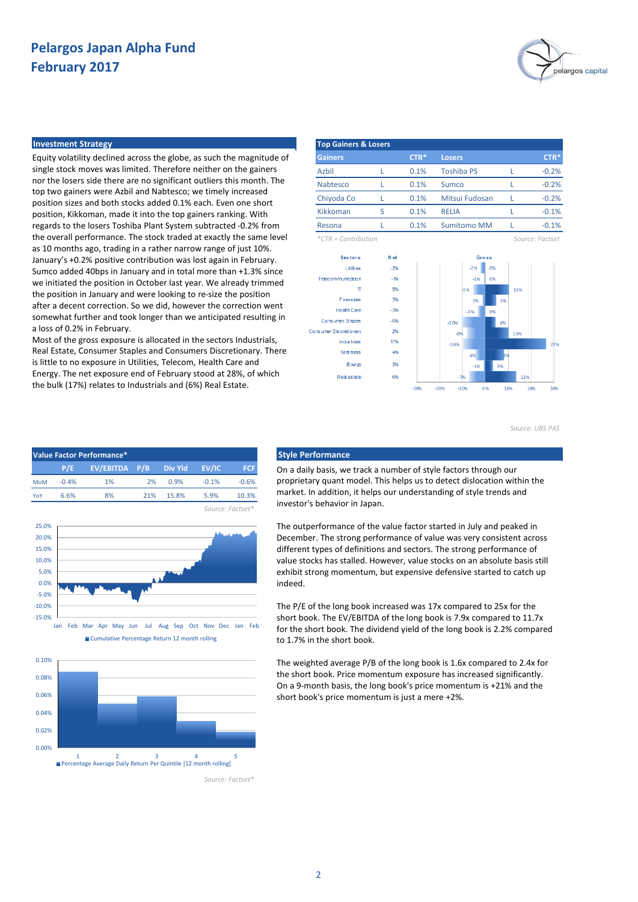# Pelargos Japan Alpha Fund
## February 2017

### Investment Strategy

Equity volatility declined across the globe, as such the magnitude of single stock moves was limited. Therefore neither on the gainers nor the losers side there are no significant outliers this month. The top two gainers were Azbil and Nabtesco; we timely increased position sizes and both stocks added 0.1% each. Even one short position, Kikkoman, made it into the top gainers ranking. With regards to the losers Toshiba Plant System subtracted -0.2% from the overall performance. The stock traded at exactly the same level as 10 months ago, trading in a rather narrow range of just 10%. January's +0.2% positive contribution was lost again in February. Sumco added 40bps in January and in total more than +1.3% since we initiated the position in October last year. We already trimmed the position in January and were looking to re-size the position after a decent correction. So we did, however the correction went somewhat further and took longer than we anticipated resulting in a loss of 0.2% in February.

Most of the gross exposure is allocated in the sectors Industrials, Real Estate, Consumer Staples and Consumers Discretionary. There is little to no exposure in Utilities, Telecom, Health Care and Energy. The net exposure end of February stood at 28%, of which the bulk (17%) relates to Industrials and (6%) Real Estate.

### Top Gainers & Losers

| Gainers | | CTR* | Losers | | CTR* |
|---|---|---|---|---|---|
| Azbil | L | 0.1% | Toshiba PS | L | -0.2% |
| Nabtesco | L | 0.1% | Sumco | L | -0.2% |
| Chiyoda Co | L | 0.1% | Mitsui Fudosan | L | -0.2% |
| Kikkoman | S | 0.1% | RELIA | L | -0.1% |
| Resona | L | 0.1% | Sumitomo MM | L | -0.1% |

*CTR = Contribution

Source: Factset

| Sectors | Net | Gross (short) | Gross (long) |
|---|---|---|---|
| Utilities | -2% | -2% | 0% |
| Telecommunication | -1% | -1% | 0% |
| IT | 5% | -5% | 10% |
| Financials | 3% | -1% | 5% |
| Health Care | -3% | -3% | 0% |
| Consumer Staples | -6% | -10% | 4% |
| Consumer Discretionary | 2% | -8% | 10% |
| Industrials | 17% | -10% | 27% |
| Materials | 4% | -4% | 8% |
| Energy | 3% | -1% | 3% |
| Real estate | 6% | -7% | 13% |

Source: UBS PAS

### Value Factor Performance*

| | P/E | EV/EBITDA | P/B | Div Yld | EV/IC | FCF |
|---|---|---|---|---|---|---|
| MoM | -0.4% | 1% | 2% | 0.9% | -0.1% | -0.6% |
| YoY | 6.6% | 8% | 21% | 15.8% | 5.9% | 10.3% |

Source: Factset*

Cumulative Percentage Return 12 month rolling

Percentage Average Daily Return Per Quintile [12 month rolling]

Source: Factset*

### Style Performance

On a daily basis, we track a number of style factors through our proprietary quant model. This helps us to detect dislocation within the market. In addition, it helps our understanding of style trends and investor's behavior in Japan.

The outperformance of the value factor started in July and peaked in December. The strong performance of value was very consistent across different types of definitions and sectors. The strong performance of value stocks has stalled. However, value stocks on an absolute basis still exhibit strong momentum, but expensive defensive started to catch up indeed.

The P/E of the long book increased was 17x compared to 25x for the short book. The EV/EBITDA of the long book is 7.9x compared to 11.7x for the short book. The dividend yield of the long book is 2.2% compared to 1.7% in the short book.

The weighted average P/B of the long book is 1.6x compared to 2.4x for the short book. Price momentum exposure has increased significantly. On a 9-month basis, the long book's price momentum is +21% and the short book's price momentum is just a mere +2%.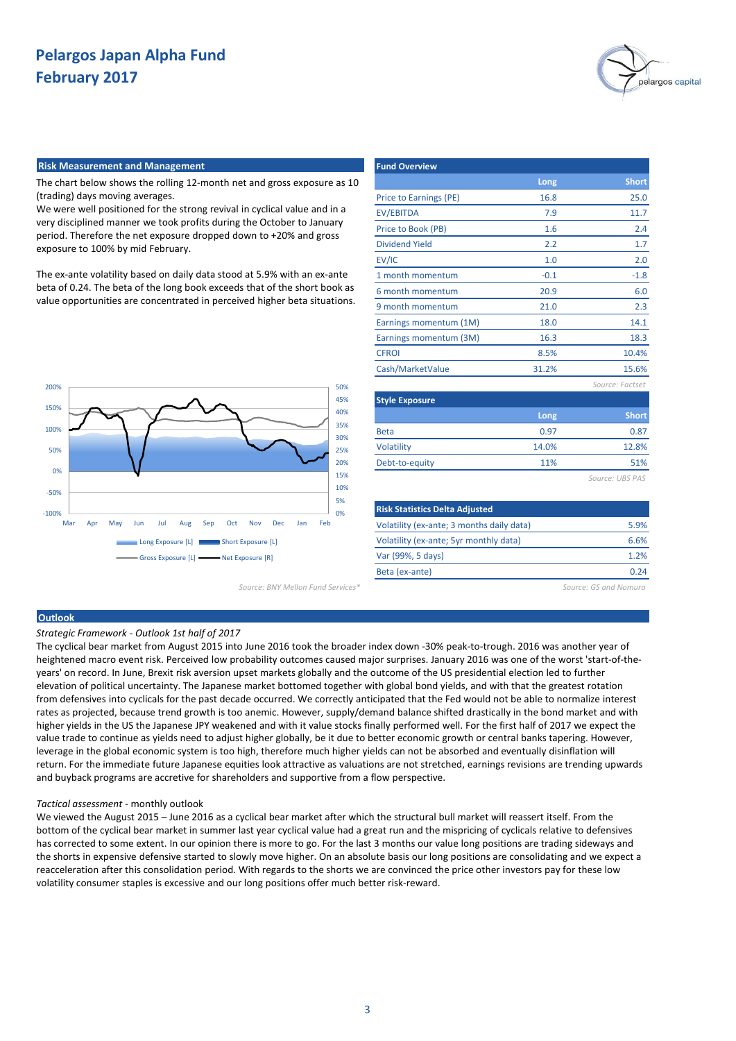# Pelargos Japan Alpha Fund
## February 2017

### Risk Measurement and Management

The chart below shows the rolling 12-month net and gross exposure as 10 (trading) days moving averages.
We were well positioned for the strong revival in cyclical value and in a very disciplined manner we took profits during the October to January period. Therefore the net exposure dropped down to +20% and gross exposure to 100% by mid February.

The ex-ante volatility based on daily data stood at 5.9% with an ex-ante beta of 0.24. The beta of the long book exceeds that of the short book as value opportunities are concentrated in perceived higher beta situations.

Long Exposure [L] | Short Exposure [L] | Gross Exposure [L] | Net Exposure [R]

*Source: BNY Mellon Fund Services**

### Fund Overview

| | Long | Short |
|---|---|---|
| Price to Earnings (PE) | 16.8 | 25.0 |
| EV/EBITDA | 7.9 | 11.7 |
| Price to Book (PB) | 1.6 | 2.4 |
| Dividend Yield | 2.2 | 1.7 |
| EV/IC | 1.0 | 2.0 |
| 1 month momentum | -0.1 | -1.8 |
| 6 month momentum | 20.9 | 6.0 |
| 9 month momentum | 21.0 | 2.3 |
| Earnings momentum (1M) | 18.0 | 14.1 |
| Earnings momentum (3M) | 16.3 | 18.3 |
| CFROI | 8.5% | 10.4% |
| Cash/MarketValue | 31.2% | 15.6% |

*Source: Factset*

### Style Exposure

| | Long | Short |
|---|---|---|
| Beta | 0.97 | 0.87 |
| Volatility | 14.0% | 12.8% |
| Debt-to-equity | 11% | 51% |

*Source: UBS PAS*

### Risk Statistics Delta Adjusted

| | |
|---|---|
| Volatility (ex-ante; 3 months daily data) | 5.9% |
| Volatility (ex-ante; 5yr monthly data) | 6.6% |
| Var (99%, 5 days) | 1.2% |
| Beta (ex-ante) | 0.24 |

*Source: GS and Nomura*

### Outlook

*Strategic Framework - Outlook 1st half of 2017*

The cyclical bear market from August 2015 into June 2016 took the broader index down -30% peak-to-trough. 2016 was another year of heightened macro event risk. Perceived low probability outcomes caused major surprises. January 2016 was one of the worst 'start-of-the-years' on record. In June, Brexit risk aversion upset markets globally and the outcome of the US presidential election led to further elevation of political uncertainty. The Japanese market bottomed together with global bond yields, and with that the greatest rotation from defensives into cyclicals for the past decade occurred. We correctly anticipated that the Fed would not be able to normalize interest rates as projected, because trend growth is too anemic. However, supply/demand balance shifted drastically in the bond market and with higher yields in the US the Japanese JPY weakened and with it value stocks finally performed well. For the first half of 2017 we expect the value trade to continue as yields need to adjust higher globally, be it due to better economic growth or central banks tapering. However, leverage in the global economic system is too high, therefore much higher yields can not be absorbed and eventually disinflation will return. For the immediate future Japanese equities look attractive as valuations are not stretched, earnings revisions are trending upwards and buyback programs are accretive for shareholders and supportive from a flow perspective.

*Tactical assessment* - monthly outlook

We viewed the August 2015 – June 2016 as a cyclical bear market after which the structural bull market will reassert itself. From the bottom of the cyclical bear market in summer last year cyclical value had a great run and the mispricing of cyclicals relative to defensives has corrected to some extent. In our opinion there is more to go. For the last 3 months our value long positions are trading sideways and the shorts in expensive defensive started to slowly move higher. On an absolute basis our long positions are consolidating and we expect a reacceleration after this consolidation period. With regards to the shorts we are convinced the price other investors pay for these low volatility consumer staples is excessive and our long positions offer much better risk-reward.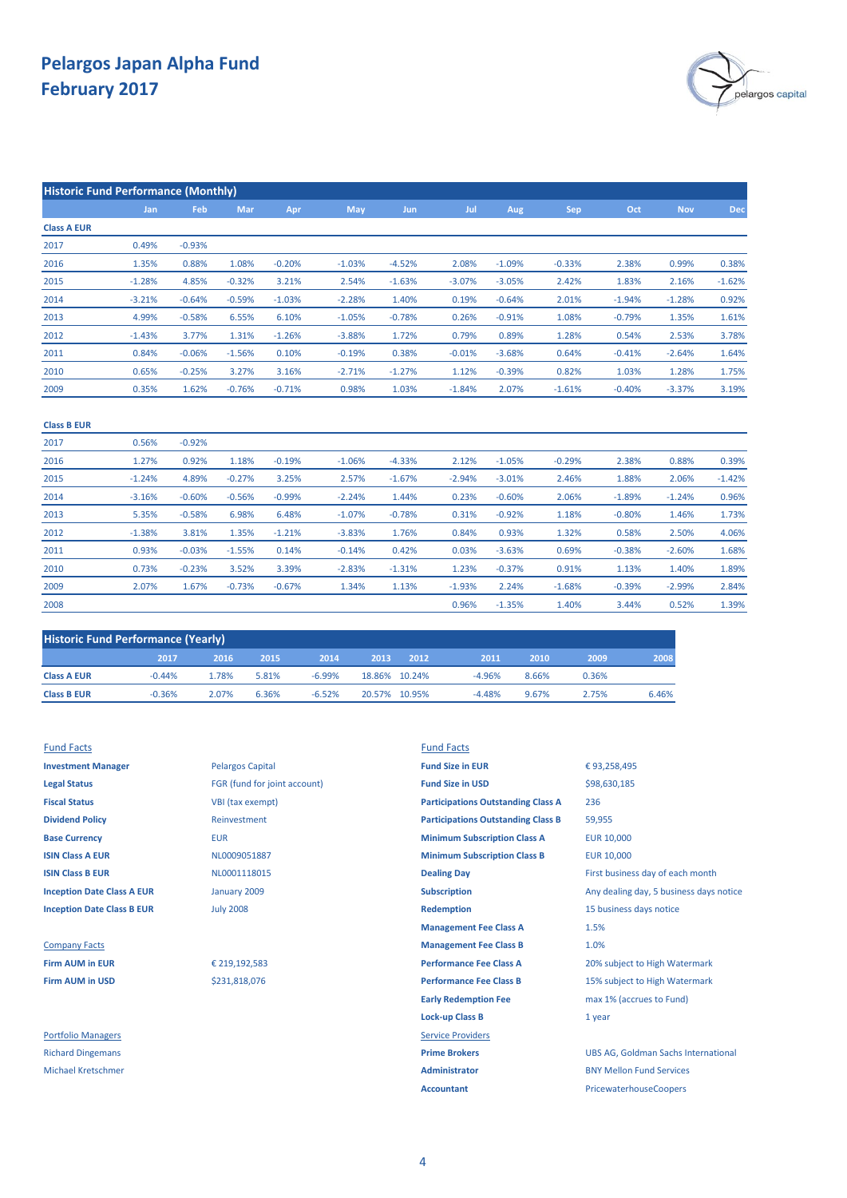# Pelargos Japan Alpha Fund
# February 2017

## Historic Fund Performance (Monthly)

| | Jan | Feb | Mar | Apr | May | Jun | Jul | Aug | Sep | Oct | Nov | Dec |
|---|---|---|---|---|---|---|---|---|---|---|---|---|
| **Class A EUR** | | | | | | | | | | | | |
| 2017 | 0.49% | -0.93% | | | | | | | | | | |
| 2016 | 1.35% | 0.88% | 1.08% | -0.20% | -1.03% | -4.52% | 2.08% | -1.09% | -0.33% | 2.38% | 0.99% | 0.38% |
| 2015 | -1.28% | 4.85% | -0.32% | 3.21% | 2.54% | -1.63% | -3.07% | -3.05% | 2.42% | 1.83% | 2.16% | -1.62% |
| 2014 | -3.21% | -0.64% | -0.59% | -1.03% | -2.28% | 1.40% | 0.19% | -0.64% | 2.01% | -1.94% | -1.28% | 0.92% |
| 2013 | 4.99% | -0.58% | 6.55% | 6.10% | -1.05% | -0.78% | 0.26% | -0.91% | 1.08% | -0.79% | 1.35% | 1.61% |
| 2012 | -1.43% | 3.77% | 1.31% | -1.26% | -3.88% | 1.72% | 0.79% | 0.89% | 1.28% | 0.54% | 2.53% | 3.78% |
| 2011 | 0.84% | -0.06% | -1.56% | 0.10% | -0.19% | 0.38% | -0.01% | -3.68% | 0.64% | -0.41% | -2.64% | 1.64% |
| 2010 | 0.65% | -0.25% | 3.27% | 3.16% | -2.71% | -1.27% | 1.12% | -0.39% | 0.82% | 1.03% | 1.28% | 1.75% |
| 2009 | 0.35% | 1.62% | -0.76% | -0.71% | 0.98% | 1.03% | -1.84% | 2.07% | -1.61% | -0.40% | -3.37% | 3.19% |
| **Class B EUR** | | | | | | | | | | | | |
| 2017 | 0.56% | -0.92% | | | | | | | | | | |
| 2016 | 1.27% | 0.92% | 1.18% | -0.19% | -1.06% | -4.33% | 2.12% | -1.05% | -0.29% | 2.38% | 0.88% | 0.39% |
| 2015 | -1.24% | 4.89% | -0.27% | 3.25% | 2.57% | -1.67% | -2.94% | -3.01% | 2.46% | 1.88% | 2.06% | -1.42% |
| 2014 | -3.16% | -0.60% | -0.56% | -0.99% | -2.24% | 1.44% | 0.23% | -0.60% | 2.06% | -1.89% | -1.24% | 0.96% |
| 2013 | 5.35% | -0.58% | 6.98% | 6.48% | -1.07% | -0.78% | 0.31% | -0.92% | 1.18% | -0.80% | 1.46% | 1.73% |
| 2012 | -1.38% | 3.81% | 1.35% | -1.21% | -3.83% | 1.76% | 0.84% | 0.93% | 1.32% | 0.58% | 2.50% | 4.06% |
| 2011 | 0.93% | -0.03% | -1.55% | 0.14% | -0.14% | 0.42% | 0.03% | -3.63% | 0.69% | -0.38% | -2.60% | 1.68% |
| 2010 | 0.73% | -0.23% | 3.52% | 3.39% | -2.83% | -1.31% | 1.23% | -0.37% | 0.91% | 1.13% | 1.40% | 1.89% |
| 2009 | 2.07% | 1.67% | -0.73% | -0.67% | 1.34% | 1.13% | -1.93% | 2.24% | -1.68% | -0.39% | -2.99% | 2.84% |
| 2008 | | | | | | | 0.96% | -1.35% | 1.40% | 3.44% | 0.52% | 1.39% |

## Historic Fund Performance (Yearly)

| | 2017 | 2016 | 2015 | 2014 | 2013 | 2012 | 2011 | 2010 | 2009 | 2008 |
|---|---|---|---|---|---|---|---|---|---|---|
| **Class A EUR** | -0.44% | 1.78% | 5.81% | -6.99% | 18.86% | 10.24% | -4.96% | 8.66% | 0.36% | |
| **Class B EUR** | -0.36% | 2.07% | 6.36% | -6.52% | 20.57% | 10.95% | -4.48% | 9.67% | 2.75% | 6.46% |

### Fund Facts

| | |
|---|---|
| **Investment Manager** | Pelargos Capital |
| **Legal Status** | FGR (fund for joint account) |
| **Fiscal Status** | VBI (tax exempt) |
| **Dividend Policy** | Reinvestment |
| **Base Currency** | EUR |
| **ISIN Class A EUR** | NL0009051887 |
| **ISIN Class B EUR** | NL0001118015 |
| **Inception Date Class A EUR** | January 2009 |
| **Inception Date Class B EUR** | July 2008 |

### Company Facts

| | |
|---|---|
| **Firm AUM in EUR** | € 219,192,583 |
| **Firm AUM in USD** | $231,818,076 |

### Portfolio Managers

Richard Dingemans
Michael Kretschmer

### Fund Facts

| | |
|---|---|
| **Fund Size in EUR** | € 93,258,495 |
| **Fund Size in USD** | $98,630,185 |
| **Participations Outstanding Class A** | 236 |
| **Participations Outstanding Class B** | 59,955 |
| **Minimum Subscription Class A** | EUR 10,000 |
| **Minimum Subscription Class B** | EUR 10,000 |
| **Dealing Day** | First business day of each month |
| **Subscription** | Any dealing day, 5 business days notice |
| **Redemption** | 15 business days notice |
| **Management Fee Class A** | 1.5% |
| **Management Fee Class B** | 1.0% |
| **Performance Fee Class A** | 20% subject to High Watermark |
| **Performance Fee Class B** | 15% subject to High Watermark |
| **Early Redemption Fee** | max 1% (accrues to Fund) |
| **Lock-up Class B** | 1 year |

### Service Providers

| | |
|---|---|
| **Prime Brokers** | UBS AG, Goldman Sachs International |
| **Administrator** | BNY Mellon Fund Services |
| **Accountant** | PricewaterhouseCoopers |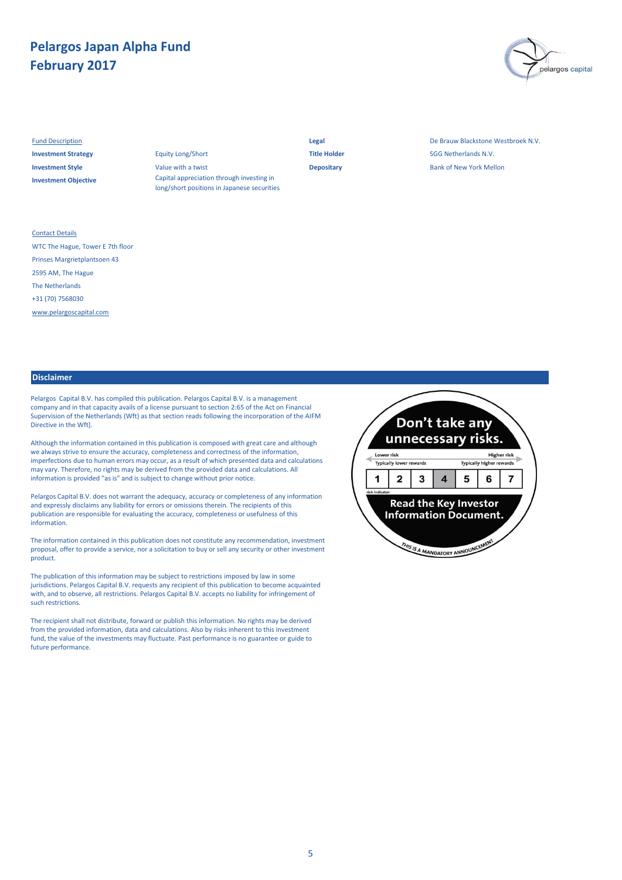# Pelargos Japan Alpha Fund
# February 2017

pelargos capital

Fund Description

| | | | |
|---|---|---|---|
| **Investment Strategy** | Equity Long/Short | **Legal** | De Brauw Blackstone Westbroek N.V. |
| **Investment Style** | Value with a twist | **Title Holder** | SGG Netherlands N.V. |
| **Investment Objective** | Capital appreciation through investing in long/short positions in Japanese securities | **Depositary** | Bank of New York Mellon |

Contact Details

WTC The Hague, Tower E 7th floor
Prinses Margrietplantsoen 43
2595 AM, The Hague
The Netherlands
+31 (70) 7568030
www.pelargoscapital.com

## Disclaimer

Pelargos Capital B.V. has compiled this publication. Pelargos Capital B.V. is a management company and in that capacity avails of a license pursuant to section 2:65 of the Act on Financial Supervision of the Netherlands (Wft) as that section reads following the incorporation of the AIFM Directive in the Wft].

Although the information contained in this publication is composed with great care and although we always strive to ensure the accuracy, completeness and correctness of the information, imperfections due to human errors may occur, as a result of which presented data and calculations may vary. Therefore, no rights may be derived from the provided data and calculations. All information is provided "as is" and is subject to change without prior notice.

Pelargos Capital B.V. does not warrant the adequacy, accuracy or completeness of any information and expressly disclaims any liability for errors or omissions therein. The recipients of this publication are responsible for evaluating the accuracy, completeness or usefulness of this information.

The information contained in this publication does not constitute any recommendation, investment proposal, offer to provide a service, nor a solicitation to buy or sell any security or other investment product.

The publication of this information may be subject to restrictions imposed by law in some jurisdictions. Pelargos Capital B.V. requests any recipient of this publication to become acquainted with, and to observe, all restrictions. Pelargos Capital B.V. accepts no liability for infringement of such restrictions.

The recipient shall not distribute, forward or publish this information. No rights may be derived from the provided information, data and calculations. Also by risks inherent to this investment fund, the value of the investments may fluctuate. Past performance is no guarantee or guide to future performance.

Don't take any unnecessary risks.

Lower risk — Typically lower rewards
Higher risk — Typically higher rewards

1 2 3 4 5 6 7

risk indicator

Read the Key Investor Information Document.

THIS IS A MANDATORY ANNOUNCEMENT